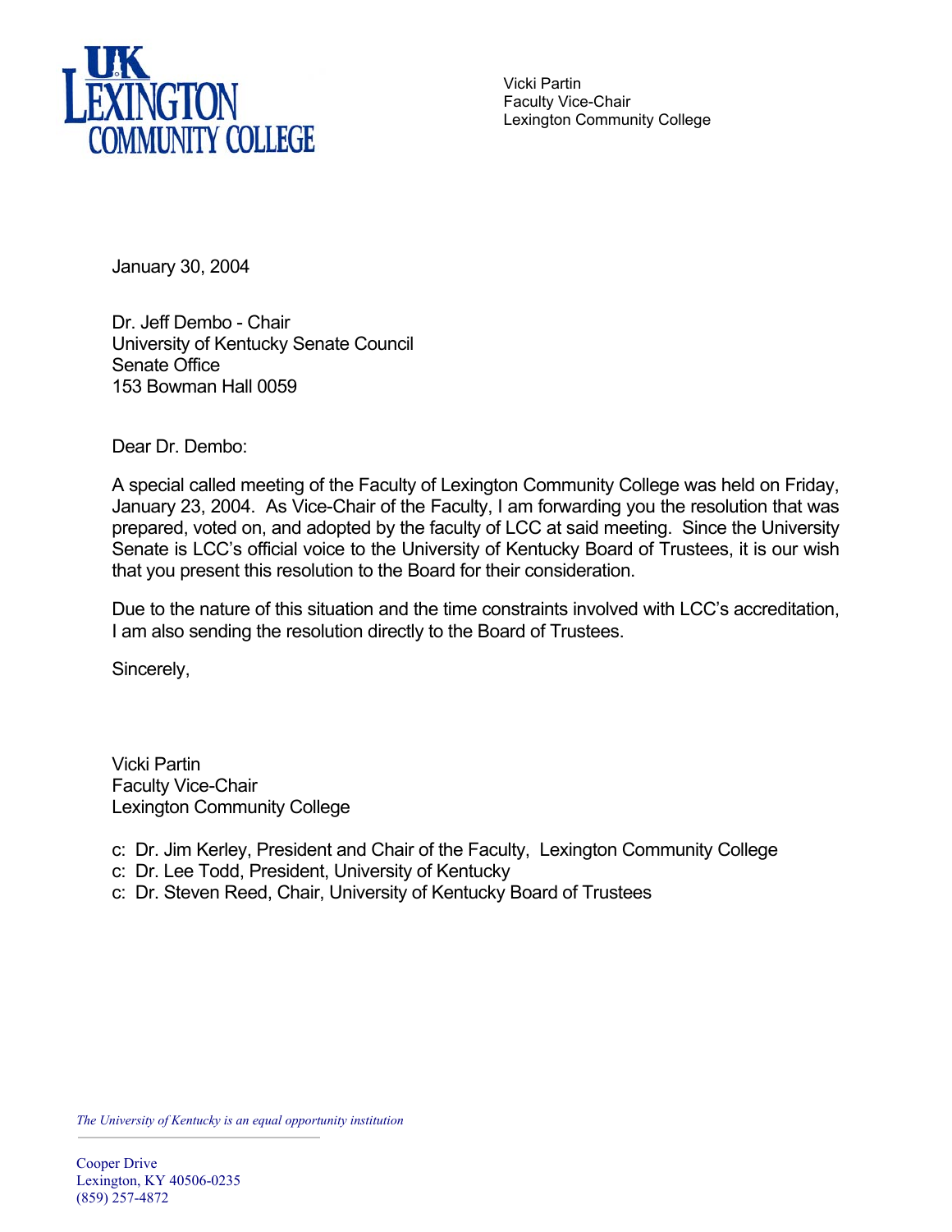UK LEXINGTON COMMUNITY COLLEGE

Vicki Partin
Faculty Vice-Chair
Lexington Community College

January 30, 2004

Dr. Jeff Dembo - Chair
University of Kentucky Senate Council
Senate Office
153 Bowman Hall 0059

Dear Dr. Dembo:

A special called meeting of the Faculty of Lexington Community College was held on Friday, January 23, 2004. As Vice-Chair of the Faculty, I am forwarding you the resolution that was prepared, voted on, and adopted by the faculty of LCC at said meeting. Since the University Senate is LCC's official voice to the University of Kentucky Board of Trustees, it is our wish that you present this resolution to the Board for their consideration.

Due to the nature of this situation and the time constraints involved with LCC's accreditation, I am also sending the resolution directly to the Board of Trustees.

Sincerely,

Vicki Partin
Faculty Vice-Chair
Lexington Community College

c: Dr. Jim Kerley, President and Chair of the Faculty, Lexington Community College
c: Dr. Lee Todd, President, University of Kentucky
c: Dr. Steven Reed, Chair, University of Kentucky Board of Trustees

*The University of Kentucky is an equal opportunity institution*

Cooper Drive
Lexington, KY 40506-0235
(859) 257-4872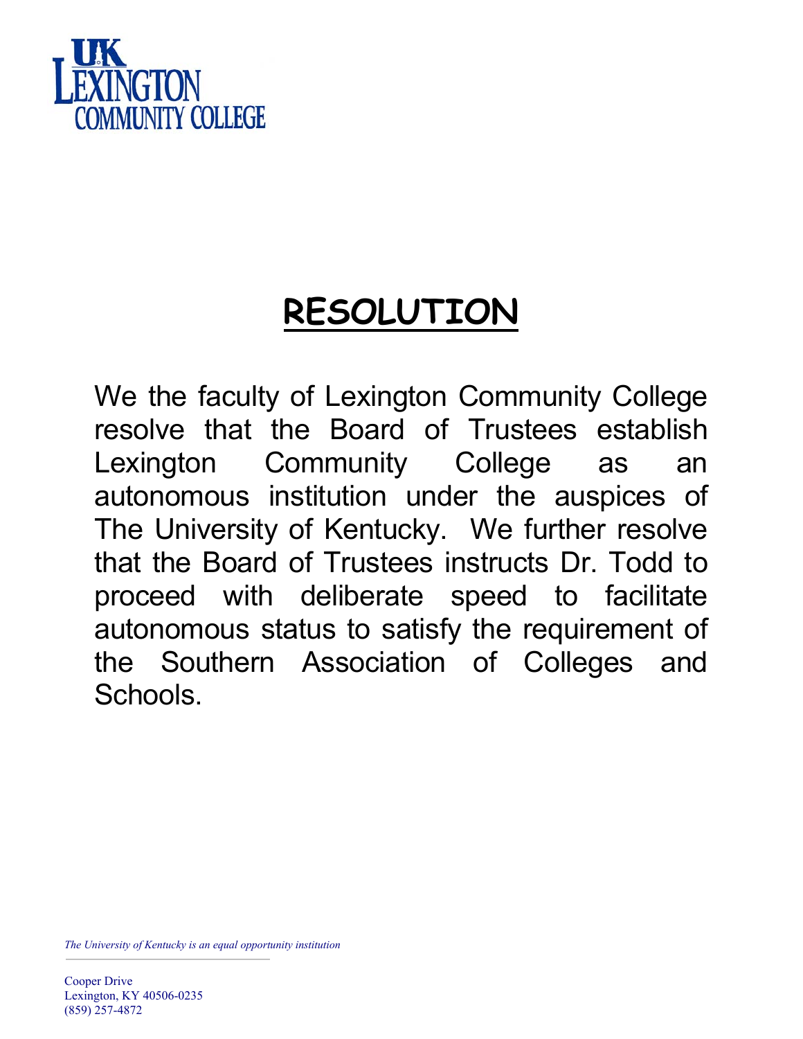UK
LEXINGTON
COMMUNITY COLLEGE

# RESOLUTION

We the faculty of Lexington Community College resolve that the Board of Trustees establish Lexington Community College as an autonomous institution under the auspices of The University of Kentucky. We further resolve that the Board of Trustees instructs Dr. Todd to proceed with deliberate speed to facilitate autonomous status to satisfy the requirement of the Southern Association of Colleges and Schools.

*The University of Kentucky is an equal opportunity institution*

Cooper Drive
Lexington, KY 40506-0235
(859) 257-4872